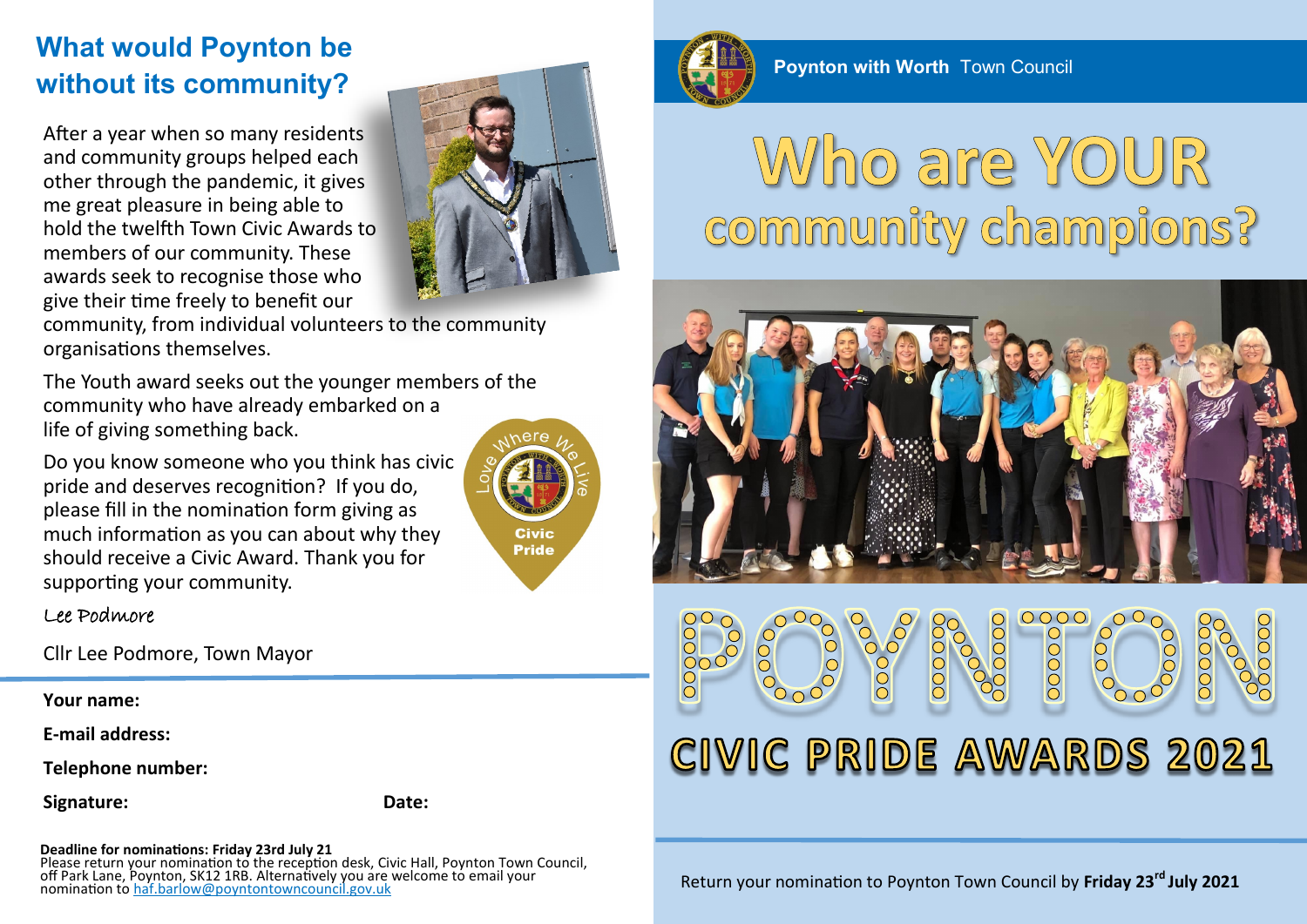## What would Poynton be without its community?

After a year when so many residents and community groups helped each other through the pandemic, it gives me great pleasure in being able to hold the twelfth Town Civic Awards to members of our community. These awards seek to recognise those who give their time freely to benefit our community, from individual volunteers to the community organisations themselves.

The Youth award seeks out the younger members of the community who have already embarked on a life of giving something back.

Do you know someone who you think has civic pride and deserves recognition? If you do, please fill in the nomination form giving as much information as you can about why they should receive a Civic Award. Thank you for supporting your community.

Love Where We Live

Civic Pride

*Lee Podmore*

Cllr Lee Podmore, Town Mayor

---

**Your name:**

**E-mail address:**

**Telephone number:**

**Signature:** **Date:**

**Deadline for nominations: Friday 23rd July 21**
Please return your nomination to the reception desk, Civic Hall, Poynton Town Council, off Park Lane, Poynton, SK12 1RB. Alternatively you are welcome to email your nomination to haf.barlow@poyntontowncouncil.gov.uk

**Poynton with Worth** Town Council

# Who are YOUR community champions?

# POYNTON

## CIVIC PRIDE AWARDS 2021

Return your nomination to Poynton Town Council by **Friday 23rd July 2021**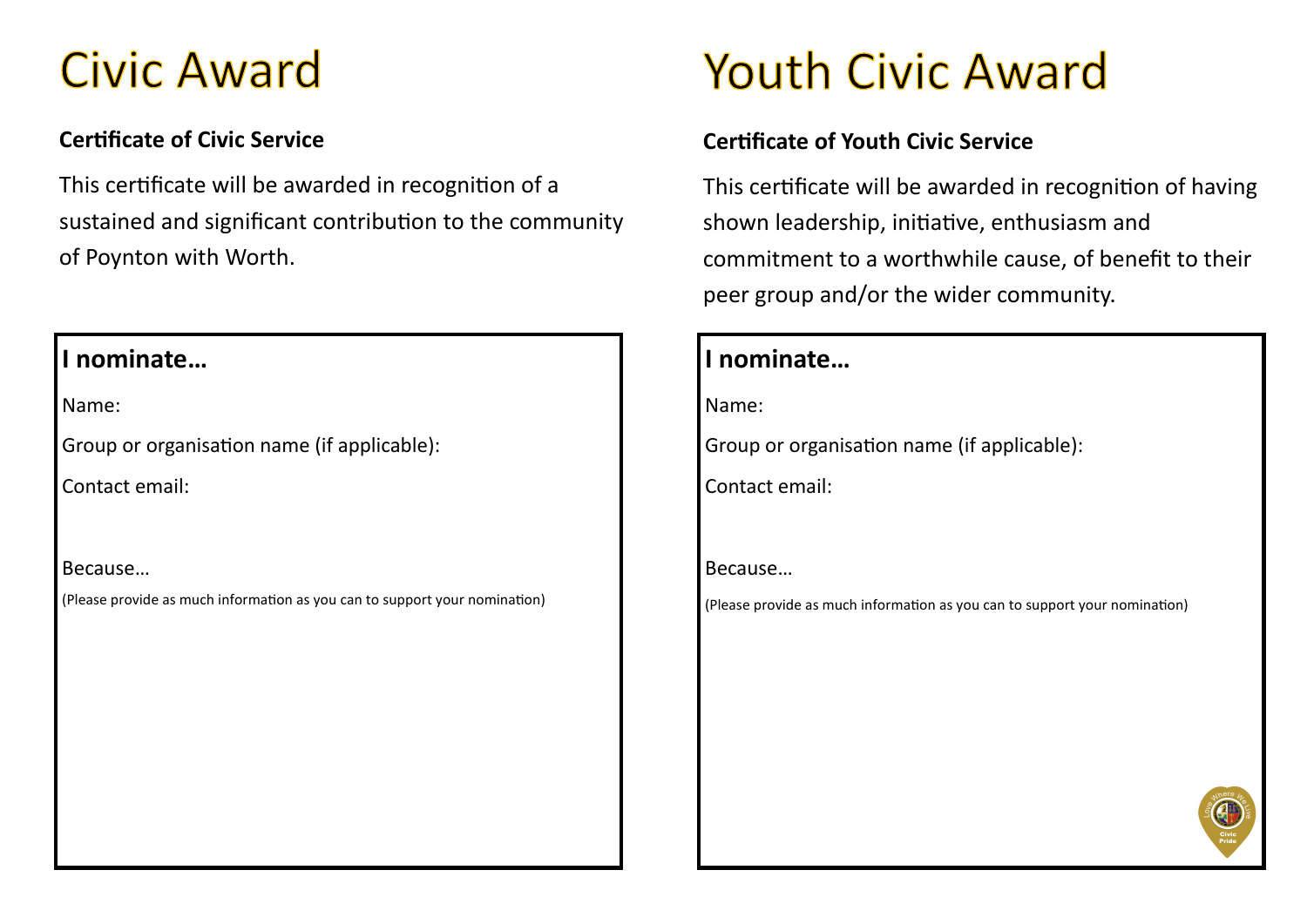# Civic Award

**Certificate of Civic Service**

This certificate will be awarded in recognition of a sustained and significant contribution to the community of Poynton with Worth.

**I nominate…**

Name:

Group or organisation name (if applicable):

Contact email:

Because…

(Please provide as much information as you can to support your nomination)

# Youth Civic Award

**Certificate of Youth Civic Service**

This certificate will be awarded in recognition of having shown leadership, initiative, enthusiasm and commitment to a worthwhile cause, of benefit to their peer group and/or the wider community.

**I nominate…**

Name:

Group or organisation name (if applicable):

Contact email:

Because…

(Please provide as much information as you can to support your nomination)